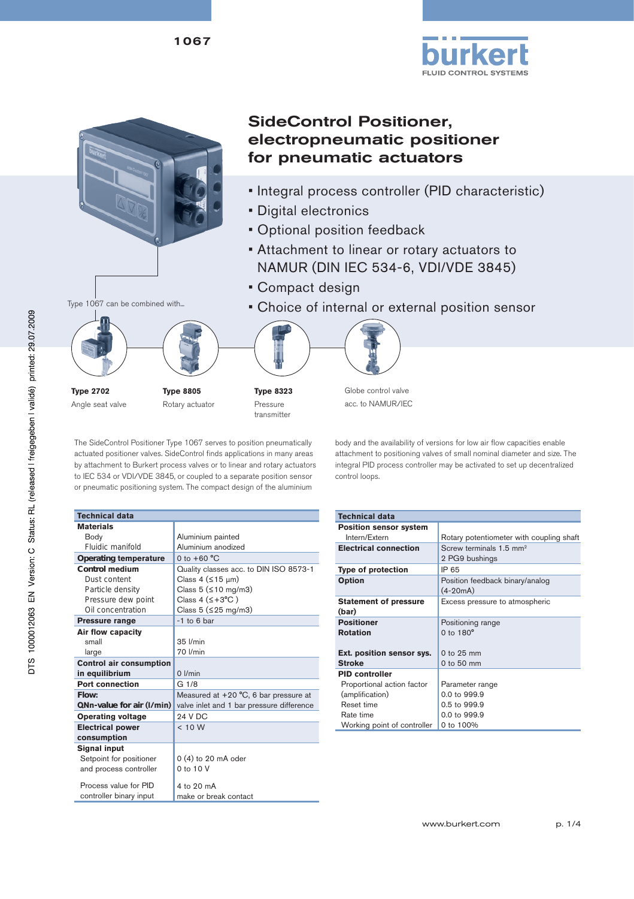1067

# SideControl Positioner, electropneumatic positioner for pneumatic actuators

- Integral process controller (PID characteristic)
- Digital electronics
- Optional position feedback
- Attachment to linear or rotary actuators to NAMUR (DIN IEC 534-6, VDI/VDE 3845)
- Compact design
- Choice of internal or external position sensor

Type 1067 can be combined with...

**Type 2702**
Angle seat valve

**Type 8805**
Rotary actuator

**Type 8323**
Pressure transmitter

Globe control valve acc. to NAMUR/IEC

The SideControl Positioner Type 1067 serves to position pneumatically actuated positioner valves. SideControl finds applications in many areas by attachment to Burkert process valves or to linear and rotary actuators to IEC 534 or VDI/VDE 3845, or coupled to a separate position sensor or pneumatic positioning system. The compact design of the aluminium body and the availability of versions for low air flow capacities enable attachment to positioning valves of small nominal diameter and size. The integral PID process controller may be activated to set up decentralized control loops.

| Technical data | |
|---|---|
| **Materials** | |
| Body | Aluminium painted |
| Fluidic manifold | Aluminium anodized |
| **Operating temperature** | 0 to +60 °C |
| **Control medium** | Quality classes acc. to DIN ISO 8573-1 |
| Dust content | Class 4 (≤15 µm) |
| Particle density | Class 5 (≤10 mg/m3) |
| Pressure dew point | Class 4 (≤+3°C ) |
| Oil concentration | Class 5 (≤25 mg/m3) |
| **Pressure range** | -1 to 6 bar |
| **Air flow capacity** | |
| small | 35 l/min |
| large | 70 l/min |
| **Control air consumption in equilibrium** | 0 l/min |
| **Port connection** | G 1/8 |
| **Flow:** **QNn-value for air (l/min)** | Measured at +20 °C, 6 bar pressure at valve inlet and 1 bar pressure difference |
| **Operating voltage** | 24 V DC |
| **Electrical power consumption** | < 10 W |
| **Signal input** | |
| Setpoint for positioner and process controller | 0 (4) to 20 mA oder 0 to 10 V |
| Process value for PID controller binary input | 4 to 20 mA make or break contact |

| Technical data | |
|---|---|
| **Position sensor system** | |
| Intern/Extern | Rotary potentiometer with coupling shaft |
| **Electrical connection** | Screw terminals 1.5 mm² 2 PG9 bushings |
| **Type of protection** | IP 65 |
| **Option** | Position feedback binary/analog (4-20mA) |
| **Statement of pressure (bar)** | Excess pressure to atmospheric |
| **Positioner** **Rotation** | Positioning range 0 to 180° |
| **Ext. position sensor sys.** **Stroke** | 0 to 25 mm 0 to 50 mm |
| **PID controller** | |
| Proportional action factor (amplification) | Parameter range 0.0 to 999.9 |
| Reset time | 0.5 to 999.9 |
| Rate time | 0.0 to 999.9 |
| Working point of controller | 0 to 100% |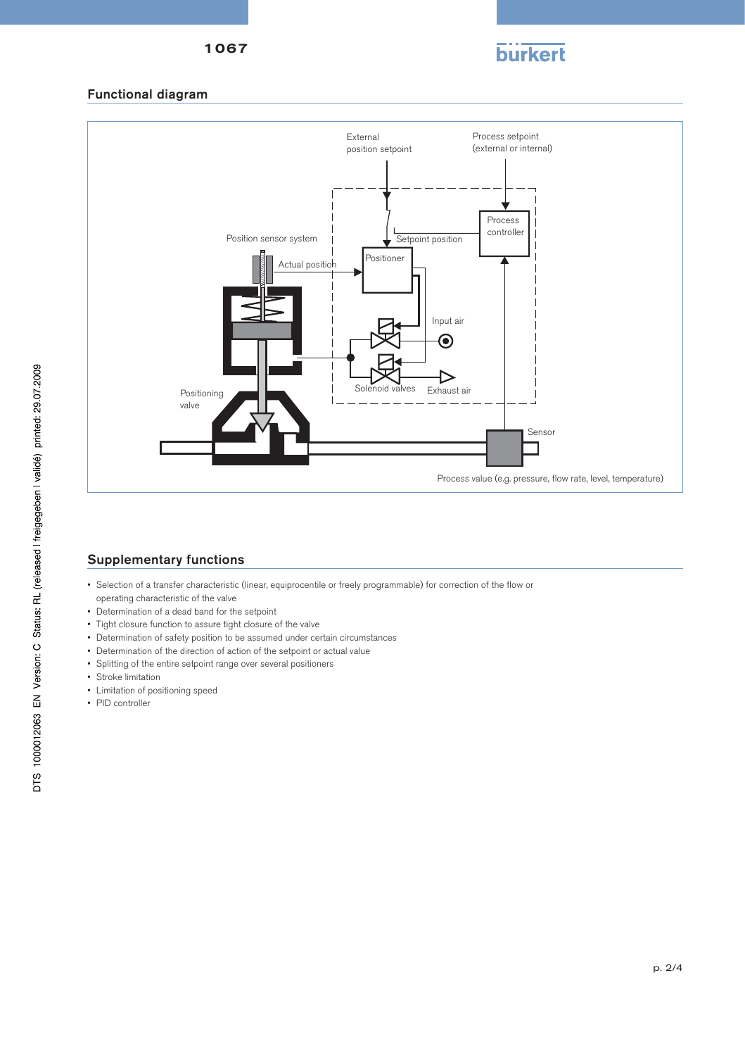## Functional diagram

External position setpoint

Process setpoint (external or internal)

Process controller

Setpoint position

Position sensor system

Actual position

Positioner

Input air

Solenoid valves

Exhaust air

Positioning valve

Sensor

Process value (e.g. pressure, flow rate, level, temperature)

## Supplementary functions

- Selection of a transfer characteristic (linear, equiprocentile or freely programmable) for correction of the flow or operating characteristic of the valve
- Determination of a dead band for the setpoint
- Tight closure function to assure tight closure of the valve
- Determination of safety position to be assumed under certain circumstances
- Determination of the direction of action of the setpoint or actual value
- Splitting of the entire setpoint range over several positioners
- Stroke limitation
- Limitation of positioning speed
- PID controller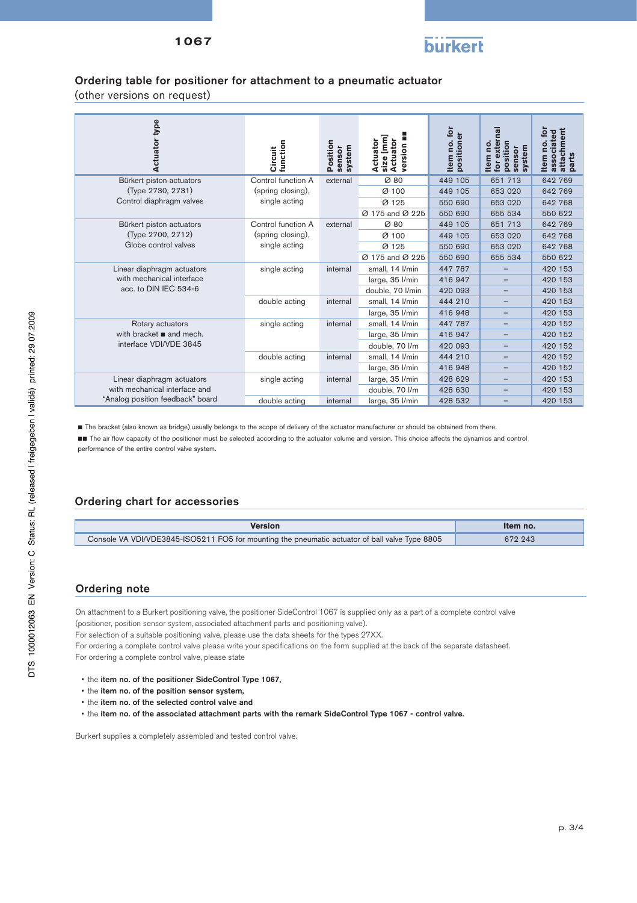## Ordering table for positioner for attachment to a pneumatic actuator

(other versions on request)

| Actuator type | Circuit function | Position sensor system | Actuator size [mm] Actuator version ■■ | Item no. for positioner | Item no. for external position sensor system | Item no. for associated attachment parts |
|---|---|---|---|---|---|---|
| Bürkert piston actuators (Type 2730, 2731) Control diaphragm valves | Control function A (spring closing), single acting | external | Ø 80 | 449 105 | 651 713 | 642 769 |
| | | | Ø 100 | 449 105 | 653 020 | 642 769 |
| | | | Ø 125 | 550 690 | 653 020 | 642 768 |
| | | | Ø 175 and Ø 225 | 550 690 | 655 534 | 550 622 |
| Bürkert piston actuators (Type 2700, 2712) Globe control valves | Control function A (spring closing), single acting | external | Ø 80 | 449 105 | 651 713 | 642 769 |
| | | | Ø 100 | 449 105 | 653 020 | 642 768 |
| | | | Ø 125 | 550 690 | 653 020 | 642 768 |
| | | | Ø 175 and Ø 225 | 550 690 | 655 534 | 550 622 |
| Linear diaphragm actuators with mechanical interface acc. to DIN IEC 534-6 | single acting | internal | small, 14 l/min | 447 787 | – | 420 153 |
| | | | large, 35 l/min | 416 947 | – | 420 153 |
| | | | double, 70 l/min | 420 093 | – | 420 153 |
| | double acting | internal | small, 14 l/min | 444 210 | – | 420 153 |
| | | | large, 35 l/min | 416 948 | – | 420 153 |
| Rotary actuators with bracket ■ and mech. interface VDI/VDE 3845 | single acting | internal | small, 14 l/min | 447 787 | – | 420 152 |
| | | | large, 35 l/min | 416 947 | – | 420 152 |
| | | | double, 70 l/m | 420 093 | – | 420 152 |
| | double acting | internal | small, 14 l/min | 444 210 | – | 420 152 |
| | | | large, 35 l/min | 416 948 | – | 420 152 |
| Linear diaphragm actuators with mechanical interface and "Analog position feedback" board | single acting | internal | large, 35 l/min | 428 629 | – | 420 153 |
| | | | double, 70 l/m | 428 630 | – | 420 153 |
| | double acting | internal | large, 35 l/min | 428 532 | – | 420 153 |

■ The bracket (also known as bridge) usually belongs to the scope of delivery of the actuator manufacturer or should be obtained from there.

■■ The air flow capacity of the positioner must be selected according to the actuator volume and version. This choice affects the dynamics and control performance of the entire control valve system.

## Ordering chart for accessories

| Version | Item no. |
|---|---|
| Console VA VDI/VDE3845-ISO5211 FO5 for mounting the pneumatic actuator of ball valve Type 8805 | 672 243 |

## Ordering note

On attachment to a Burkert positioning valve, the positioner SideControl 1067 is supplied only as a part of a complete control valve (positioner, position sensor system, associated attachment parts and positioning valve).
For selection of a suitable positioning valve, please use the data sheets for the types 27XX.
For ordering a complete control valve please write your specifications on the form supplied at the back of the separate datasheet.
For ordering a complete control valve, please state

- the **item no. of the positioner SideControl Type 1067,**
- the **item no. of the position sensor system,**
- the **item no. of the selected control valve and**
- the **item no. of the associated attachment parts with the remark SideControl Type 1067 - control valve.**

Burkert supplies a completely assembled and tested control valve.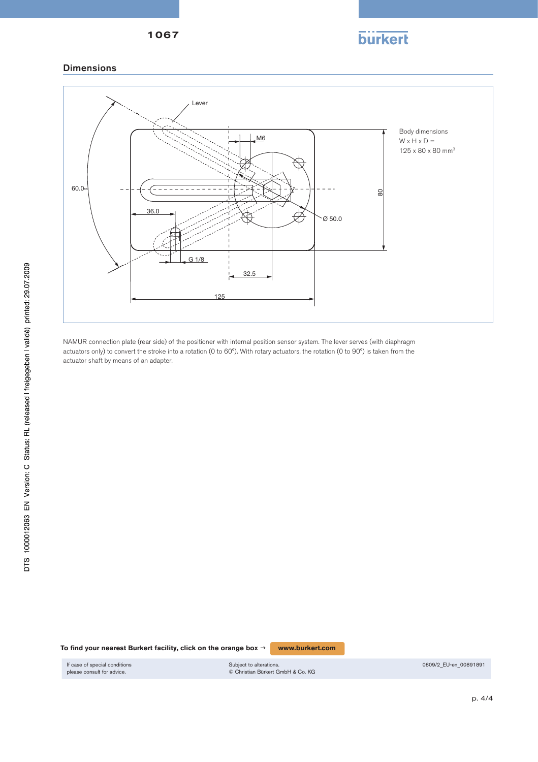## Dimensions

Lever

M6

Body dimensions
W x H x D =
125 x 80 x 80 mm³

60.0°

80

36.0

Ø 50.0

G 1/8

32.5

125

NAMUR connection plate (rear side) of the positioner with internal position sensor system. The lever serves (with diaphragm actuators only) to convert the stroke into a rotation (0 to 60°). With rotary actuators, the rotation (0 to 90°) is taken from the actuator shaft by means of an adapter.

**To find your nearest Burkert facility, click on the orange box →** **www.burkert.com**

If case of special conditions please consult for advice.

Subject to alterations.
© Christian Bürkert GmbH & Co. KG

0809/2_EU-en_00891891